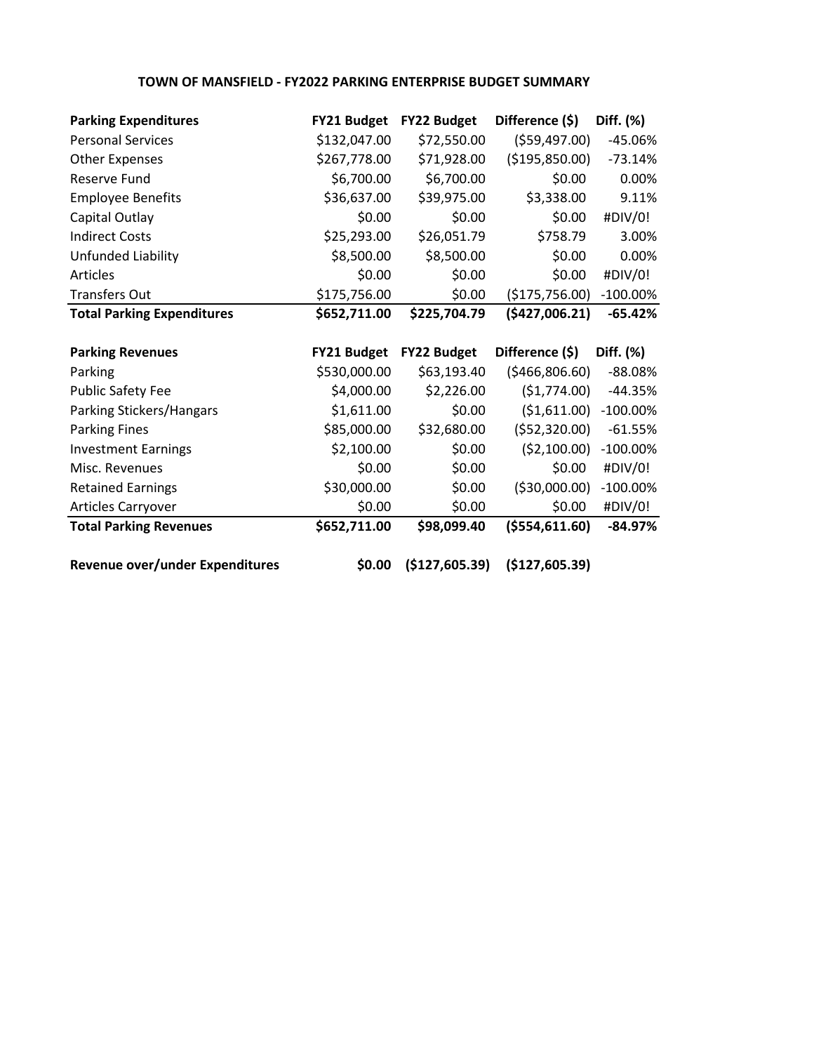## TOWN OF MANSFIELD - FY2022 PARKING ENTERPRISE BUDGET SUMMARY

| **Parking Expenditures** | **FY21 Budget** | **FY22 Budget** | **Difference ($)** | **Diff. (%)** |
|---|---|---|---|---|
| Personal Services | $132,047.00 | $72,550.00 | ($59,497.00) | -45.06% |
| Other Expenses | $267,778.00 | $71,928.00 | ($195,850.00) | -73.14% |
| Reserve Fund | $6,700.00 | $6,700.00 | $0.00 | 0.00% |
| Employee Benefits | $36,637.00 | $39,975.00 | $3,338.00 | 9.11% |
| Capital Outlay | $0.00 | $0.00 | $0.00 | #DIV/0! |
| Indirect Costs | $25,293.00 | $26,051.79 | $758.79 | 3.00% |
| Unfunded Liability | $8,500.00 | $8,500.00 | $0.00 | 0.00% |
| Articles | $0.00 | $0.00 | $0.00 | #DIV/0! |
| Transfers Out | $175,756.00 | $0.00 | ($175,756.00) | -100.00% |
| **Total Parking Expenditures** | **$652,711.00** | **$225,704.79** | **($427,006.21)** | **-65.42%** |

| **Parking Revenues** | **FY21 Budget** | **FY22 Budget** | **Difference ($)** | **Diff. (%)** |
|---|---|---|---|---|
| Parking | $530,000.00 | $63,193.40 | ($466,806.60) | -88.08% |
| Public Safety Fee | $4,000.00 | $2,226.00 | ($1,774.00) | -44.35% |
| Parking Stickers/Hangars | $1,611.00 | $0.00 | ($1,611.00) | -100.00% |
| Parking Fines | $85,000.00 | $32,680.00 | ($52,320.00) | -61.55% |
| Investment Earnings | $2,100.00 | $0.00 | ($2,100.00) | -100.00% |
| Misc. Revenues | $0.00 | $0.00 | $0.00 | #DIV/0! |
| Retained Earnings | $30,000.00 | $0.00 | ($30,000.00) | -100.00% |
| Articles Carryover | $0.00 | $0.00 | $0.00 | #DIV/0! |
| **Total Parking Revenues** | **$652,711.00** | **$98,099.40** | **($554,611.60)** | **-84.97%** |
| | | | | |
| **Revenue over/under Expenditures** | **$0.00** | **($127,605.39)** | **($127,605.39)** | |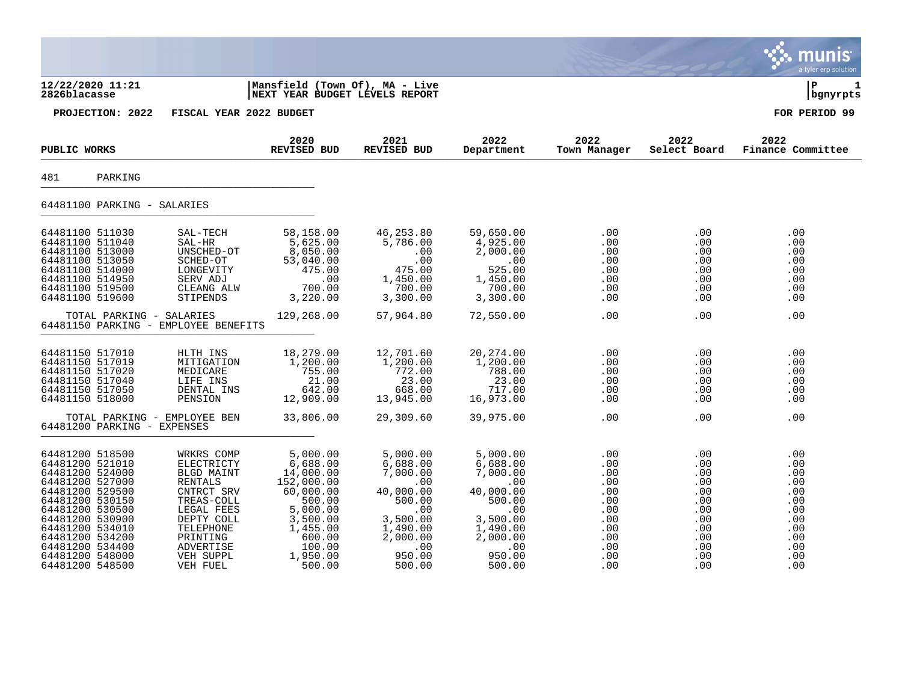**12/22/2020 11:21** | **Mansfield (Town Of), MA - Live**
**2826blacasse** | **NEXT YEAR BUDGET LEVELS REPORT**

**PROJECTION: 2022  FISCAL YEAR 2022 BUDGET**  **FOR PERIOD 99**

| PUBLIC WORKS | | 2020 REVISED BUD | 2021 REVISED BUD | 2022 Department | 2022 Town Manager | 2022 Select Board | 2022 Finance Committee |
|---|---|---|---|---|---|---|---|
| **481 PARKING** | | | | | | | |
| **64481100 PARKING - SALARIES** | | | | | | | |
| 64481100 511030 | SAL-TECH | 58,158.00 | 46,253.80 | 59,650.00 | .00 | .00 | .00 |
| 64481100 511040 | SAL-HR | 5,625.00 | 5,786.00 | 4,925.00 | .00 | .00 | .00 |
| 64481100 513000 | UNSCHED-OT | 8,050.00 | .00 | 2,000.00 | .00 | .00 | .00 |
| 64481100 513050 | SCHED-OT | 53,040.00 | .00 | .00 | .00 | .00 | .00 |
| 64481100 514000 | LONGEVITY | 475.00 | 475.00 | 525.00 | .00 | .00 | .00 |
| 64481100 514950 | SERV ADJ | .00 | 1,450.00 | 1,450.00 | .00 | .00 | .00 |
| 64481100 519500 | CLEANG ALW | 700.00 | 700.00 | 700.00 | .00 | .00 | .00 |
| 64481100 519600 | STIPENDS | 3,220.00 | 3,300.00 | 3,300.00 | .00 | .00 | .00 |
| TOTAL PARKING - SALARIES | | 129,268.00 | 57,964.80 | 72,550.00 | .00 | .00 | .00 |
| **64481150 PARKING - EMPLOYEE BENEFITS** | | | | | | | |
| 64481150 517010 | HLTH INS | 18,279.00 | 12,701.60 | 20,274.00 | .00 | .00 | .00 |
| 64481150 517019 | MITIGATION | 1,200.00 | 1,200.00 | 1,200.00 | .00 | .00 | .00 |
| 64481150 517020 | MEDICARE | 755.00 | 772.00 | 788.00 | .00 | .00 | .00 |
| 64481150 517040 | LIFE INS | 21.00 | 23.00 | 23.00 | .00 | .00 | .00 |
| 64481150 517050 | DENTAL INS | 642.00 | 668.00 | 717.00 | .00 | .00 | .00 |
| 64481150 518000 | PENSION | 12,909.00 | 13,945.00 | 16,973.00 | .00 | .00 | .00 |
| TOTAL PARKING - EMPLOYEE BEN | | 33,806.00 | 29,309.60 | 39,975.00 | .00 | .00 | .00 |
| **64481200 PARKING - EXPENSES** | | | | | | | |
| 64481200 518500 | WRKRS COMP | 5,000.00 | 5,000.00 | 5,000.00 | .00 | .00 | .00 |
| 64481200 521010 | ELECTRICTY | 6,688.00 | 6,688.00 | 6,688.00 | .00 | .00 | .00 |
| 64481200 524000 | BLGD MAINT | 14,000.00 | 7,000.00 | 7,000.00 | .00 | .00 | .00 |
| 64481200 527000 | RENTALS | 152,000.00 | .00 | .00 | .00 | .00 | .00 |
| 64481200 529500 | CNTRCT SRV | 60,000.00 | 40,000.00 | 40,000.00 | .00 | .00 | .00 |
| 64481200 530150 | TREAS-COLL | 500.00 | 500.00 | 500.00 | .00 | .00 | .00 |
| 64481200 530500 | LEGAL FEES | 5,000.00 | .00 | .00 | .00 | .00 | .00 |
| 64481200 530900 | DEPTY COLL | 3,500.00 | 3,500.00 | 3,500.00 | .00 | .00 | .00 |
| 64481200 534010 | TELEPHONE | 1,455.00 | 1,490.00 | 1,490.00 | .00 | .00 | .00 |
| 64481200 534200 | PRINTING | 600.00 | 2,000.00 | 2,000.00 | .00 | .00 | .00 |
| 64481200 534400 | ADVERTISE | 100.00 | .00 | .00 | .00 | .00 | .00 |
| 64481200 548000 | VEH SUPPL | 1,950.00 | 950.00 | 950.00 | .00 | .00 | .00 |
| 64481200 548500 | VEH FUEL | 500.00 | 500.00 | 500.00 | .00 | .00 | .00 |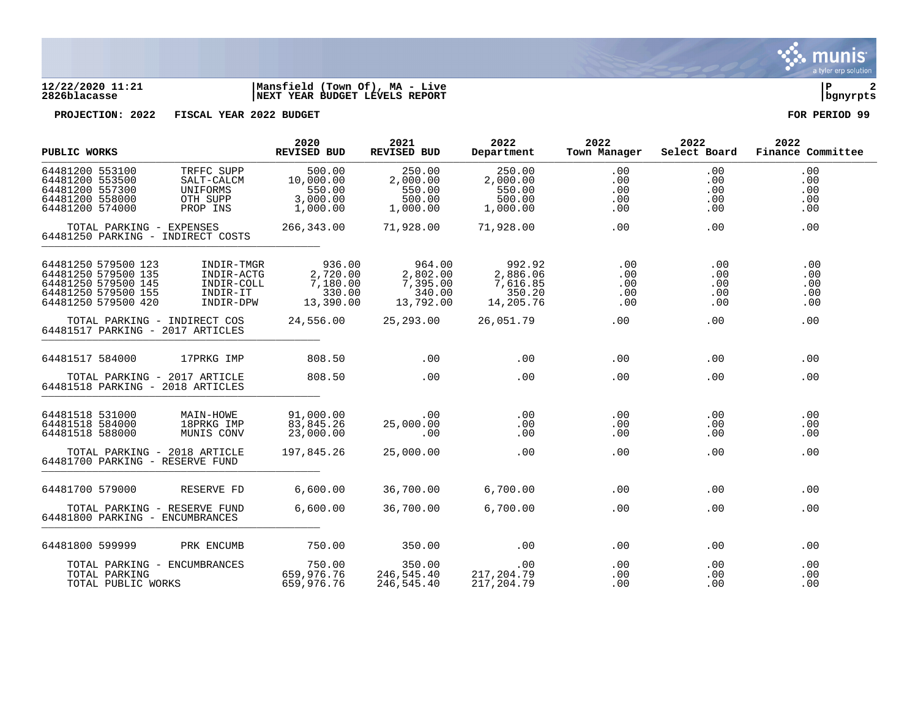**12/22/2020 11:21** | **Mansfield (Town Of), MA - Live**
**2826blacasse** | **NEXT YEAR BUDGET LEVELS REPORT** | **bgnyrpts**

**PROJECTION: 2022 FISCAL YEAR 2022 BUDGET** | **FOR PERIOD 99**

| PUBLIC WORKS | | 2020 REVISED BUD | 2021 REVISED BUD | 2022 Department | 2022 Town Manager | 2022 Select Board | 2022 Finance Committee |
|---|---|---|---|---|---|---|---|
| 64481200 553100 | TRFFC SUPP | 500.00 | 250.00 | 250.00 | .00 | .00 | .00 |
| 64481200 553500 | SALT-CALCM | 10,000.00 | 2,000.00 | 2,000.00 | .00 | .00 | .00 |
| 64481200 557300 | UNIFORMS | 550.00 | 550.00 | 550.00 | .00 | .00 | .00 |
| 64481200 558000 | OTH SUPP | 3,000.00 | 500.00 | 500.00 | .00 | .00 | .00 |
| 64481200 574000 | PROP INS | 1,000.00 | 1,000.00 | 1,000.00 | .00 | .00 | .00 |
| TOTAL PARKING - EXPENSES | | 266,343.00 | 71,928.00 | 71,928.00 | .00 | .00 | .00 |
| 64481250 PARKING - INDIRECT COSTS | | | | | | | |
| 64481250 579500 123 | INDIR-TMGR | 936.00 | 964.00 | 992.92 | .00 | .00 | .00 |
| 64481250 579500 135 | INDIR-ACTG | 2,720.00 | 2,802.00 | 2,886.06 | .00 | .00 | .00 |
| 64481250 579500 145 | INDIR-COLL | 7,180.00 | 7,395.00 | 7,616.85 | .00 | .00 | .00 |
| 64481250 579500 155 | INDIR-IT | 330.00 | 340.00 | 350.20 | .00 | .00 | .00 |
| 64481250 579500 420 | INDIR-DPW | 13,390.00 | 13,792.00 | 14,205.76 | .00 | .00 | .00 |
| TOTAL PARKING - INDIRECT COS | | 24,556.00 | 25,293.00 | 26,051.79 | .00 | .00 | .00 |
| 64481517 PARKING - 2017 ARTICLES | | | | | | | |
| 64481517 584000 | 17PRKG IMP | 808.50 | .00 | .00 | .00 | .00 | .00 |
| TOTAL PARKING - 2017 ARTICLE | | 808.50 | .00 | .00 | .00 | .00 | .00 |
| 64481518 PARKING - 2018 ARTICLES | | | | | | | |
| 64481518 531000 | MAIN-HOWE | 91,000.00 | .00 | .00 | .00 | .00 | .00 |
| 64481518 584000 | 18PRKG IMP | 83,845.26 | 25,000.00 | .00 | .00 | .00 | .00 |
| 64481518 588000 | MUNIS CONV | 23,000.00 | .00 | .00 | .00 | .00 | .00 |
| TOTAL PARKING - 2018 ARTICLE | | 197,845.26 | 25,000.00 | .00 | .00 | .00 | .00 |
| 64481700 PARKING - RESERVE FUND | | | | | | | |
| 64481700 579000 | RESERVE FD | 6,600.00 | 36,700.00 | 6,700.00 | .00 | .00 | .00 |
| TOTAL PARKING - RESERVE FUND | | 6,600.00 | 36,700.00 | 6,700.00 | .00 | .00 | .00 |
| 64481800 PARKING - ENCUMBRANCES | | | | | | | |
| 64481800 599999 | PRK ENCUMB | 750.00 | 350.00 | .00 | .00 | .00 | .00 |
| TOTAL PARKING - ENCUMBRANCES | | 750.00 | 350.00 | .00 | .00 | .00 | .00 |
| TOTAL PARKING | | 659,976.76 | 246,545.40 | 217,204.79 | .00 | .00 | .00 |
| TOTAL PUBLIC WORKS | | 659,976.76 | 246,545.40 | 217,204.79 | .00 | .00 | .00 |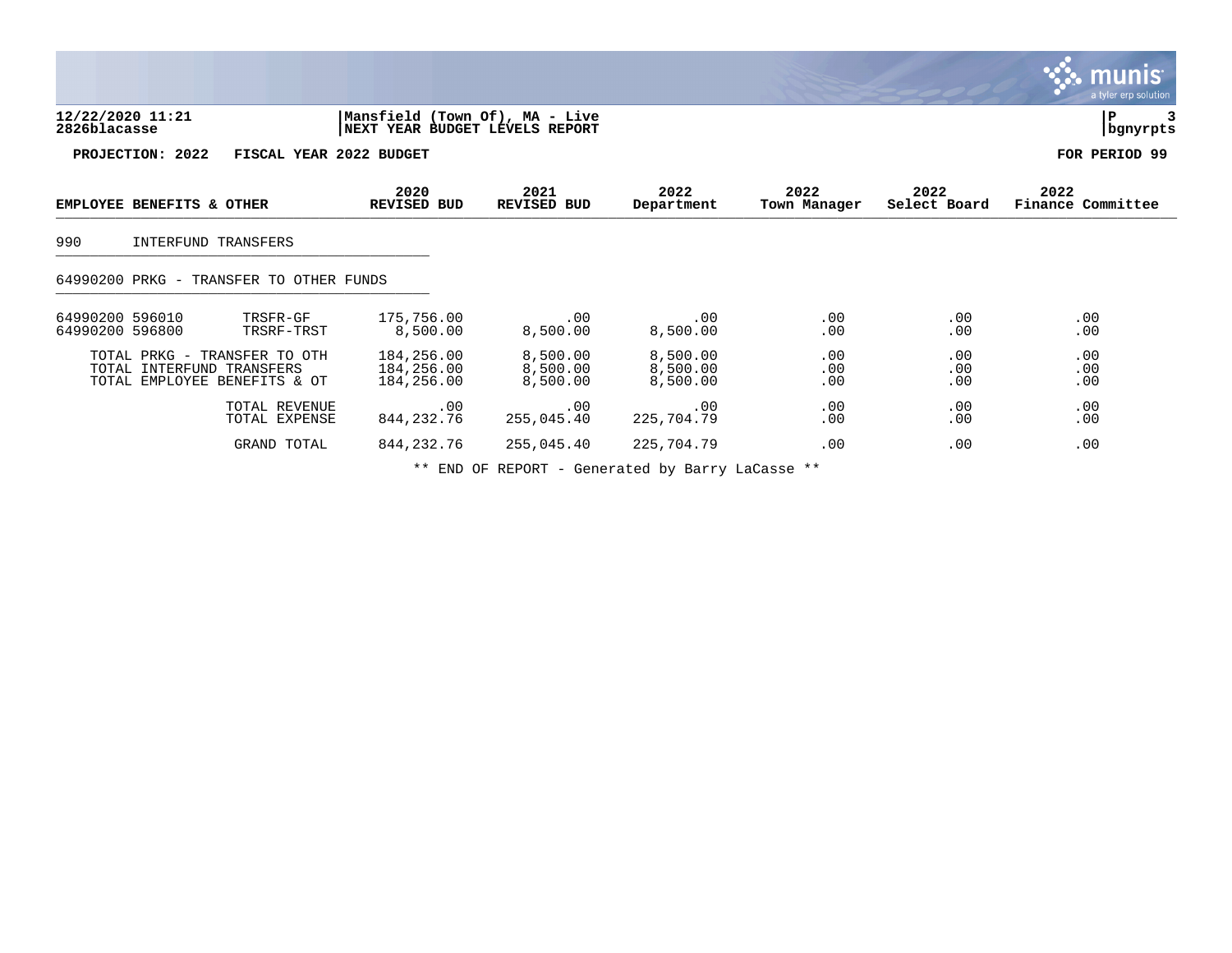12/22/2020 11:21 | Mansfield (Town Of), MA - Live
2826blacasse | NEXT YEAR BUDGET LEVELS REPORT | bgnyrpts

**PROJECTION: 2022 FISCAL YEAR 2022 BUDGET** **FOR PERIOD 99**

| EMPLOYEE BENEFITS & OTHER | | 2020 REVISED BUD | 2021 REVISED BUD | 2022 Department | 2022 Town Manager | 2022 Select Board | 2022 Finance Committee |
|---|---|---|---|---|---|---|---|
| 990 INTERFUND TRANSFERS | | | | | | | |
| 64990200 PRKG - TRANSFER TO OTHER FUNDS | | | | | | | |
| 64990200 596010 | TRSFR-GF | 175,756.00 | .00 | .00 | .00 | .00 | .00 |
| 64990200 596800 | TRSRF-TRST | 8,500.00 | 8,500.00 | 8,500.00 | .00 | .00 | .00 |
| TOTAL PRKG - TRANSFER TO OTH | | 184,256.00 | 8,500.00 | 8,500.00 | .00 | .00 | .00 |
| TOTAL INTERFUND TRANSFERS | | 184,256.00 | 8,500.00 | 8,500.00 | .00 | .00 | .00 |
| TOTAL EMPLOYEE BENEFITS & OT | | 184,256.00 | 8,500.00 | 8,500.00 | .00 | .00 | .00 |
| TOTAL REVENUE | | .00 | .00 | .00 | .00 | .00 | .00 |
| TOTAL EXPENSE | | 844,232.76 | 255,045.40 | 225,704.79 | .00 | .00 | .00 |
| GRAND TOTAL | | 844,232.76 | 255,045.40 | 225,704.79 | .00 | .00 | .00 |

** END OF REPORT - Generated by Barry LaCasse **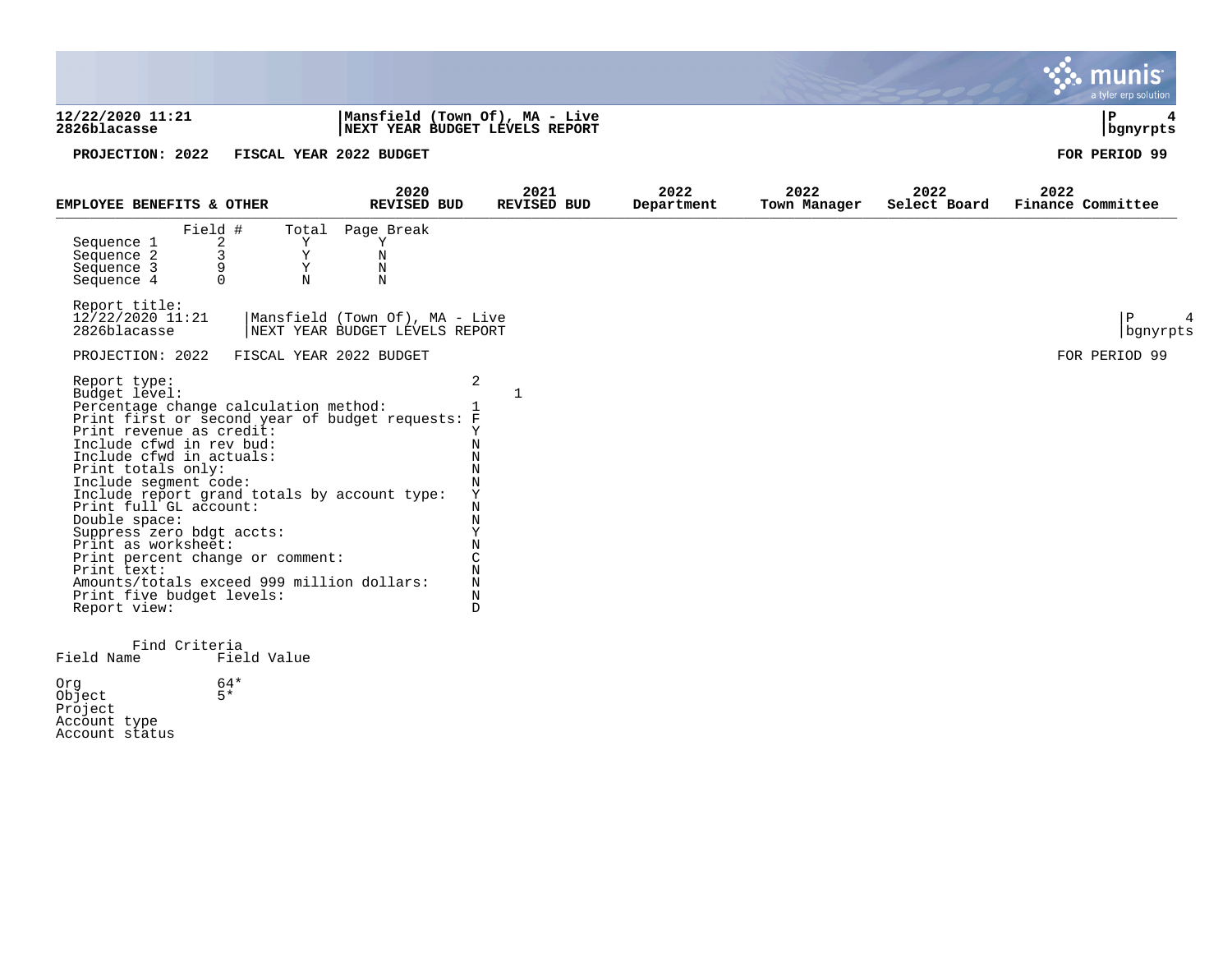**PROJECTION: 2022 FISCAL YEAR 2022 BUDGET** **FOR PERIOD 99**

| EMPLOYEE BENEFITS & OTHER | 2020 REVISED BUD | 2021 REVISED BUD | 2022 Department | 2022 Town Manager | 2022 Select Board | 2022 Finance Committee |
|---|---|---|---|---|---|---|

| | Field # | Total | Page Break |
|---|---|---|---|
| Sequence 1 | 2 | Y | Y |
| Sequence 2 | 3 | Y | N |
| Sequence 3 | 9 | Y | N |
| Sequence 4 | 0 | N | N |

Report title:
12/22/2020 11:21 |Mansfield (Town Of), MA - Live |P 4
2826blacasse |NEXT YEAR BUDGET LEVELS REPORT |bgnyrpts

PROJECTION: 2022 FISCAL YEAR 2022 BUDGET FOR PERIOD 99

| | |
|---|---|
| Report type: | 2 |
| Budget level: | 1 |
| Percentage change calculation method: | 1 |
| Print first or second year of budget requests: | F |
| Print revenue as credit: | Y |
| Include cfwd in rev bud: | N |
| Include cfwd in actuals: | N |
| Print totals only: | N |
| Include segment code: | N |
| Include report grand totals by account type: | Y |
| Print full GL account: | N |
| Double space: | N |
| Suppress zero bdgt accts: | Y |
| Print as worksheet: | N |
| Print percent change or comment: | C |
| Print text: | N |
| Amounts/totals exceed 999 million dollars: | N |
| Print five budget levels: | N |
| Report view: | D |

Find Criteria

| Field Name | Field Value |
|---|---|
| Org | 64* |
| Object | 5* |
| Project | |
| Account type | |
| Account status | |